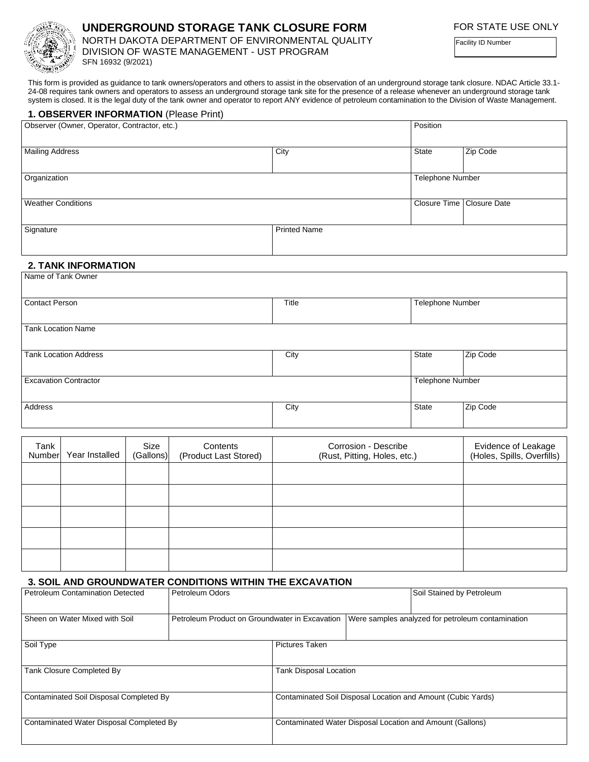# UNDERGROUND STORAGE TANK CLOSURE FORM

NORTH DAKOTA DEPARTMENT OF ENVIRONMENTAL QUALITY
DIVISION OF WASTE MANAGEMENT - UST PROGRAM
SFN 16932 (9/2021)

FOR STATE USE ONLY

| Facility ID Number |
|---|
| |

This form is provided as guidance to tank owners/operators and others to assist in the observation of an underground storage tank closure. NDAC Article 33.1-24-08 requires tank owners and operators to assess an underground storage tank site for the presence of a release whenever an underground storage tank system is closed. It is the legal duty of the tank owner and operator to report ANY evidence of petroleum contamination to the Division of Waste Management.

## 1. OBSERVER INFORMATION (Please Print)

| Observer (Owner, Operator, Contractor, etc.) | | Position | |
|---|---|---|---|
| Mailing Address | City | State | Zip Code |
| Organization | | Telephone Number | |
| Weather Conditions | | Closure Time | Closure Date |
| Signature | Printed Name | | |

## 2. TANK INFORMATION

| Name of Tank Owner | | | |
|---|---|---|---|
| Contact Person | Title | Telephone Number | |
| Tank Location Name | | | |
| Tank Location Address | City | State | Zip Code |
| Excavation Contractor | | Telephone Number | |
| Address | City | State | Zip Code |

| Tank Number | Year Installed | Size (Gallons) | Contents (Product Last Stored) | Corrosion - Describe (Rust, Pitting, Holes, etc.) | Evidence of Leakage (Holes, Spills, Overfills) |
|---|---|---|---|---|---|
| | | | | | |
| | | | | | |
| | | | | | |
| | | | | | |
| | | | | | |

## 3. SOIL AND GROUNDWATER CONDITIONS WITHIN THE EXCAVATION

| Petroleum Contamination Detected | Petroleum Odors | Soil Stained by Petroleum |
|---|---|---|
| Sheen on Water Mixed with Soil | Petroleum Product on Groundwater in Excavation | Were samples analyzed for petroleum contamination |

| Soil Type | Pictures Taken |
|---|---|
| Tank Closure Completed By | Tank Disposal Location |
| Contaminated Soil Disposal Completed By | Contaminated Soil Disposal Location and Amount (Cubic Yards) |
| Contaminated Water Disposal Completed By | Contaminated Water Disposal Location and Amount (Gallons) |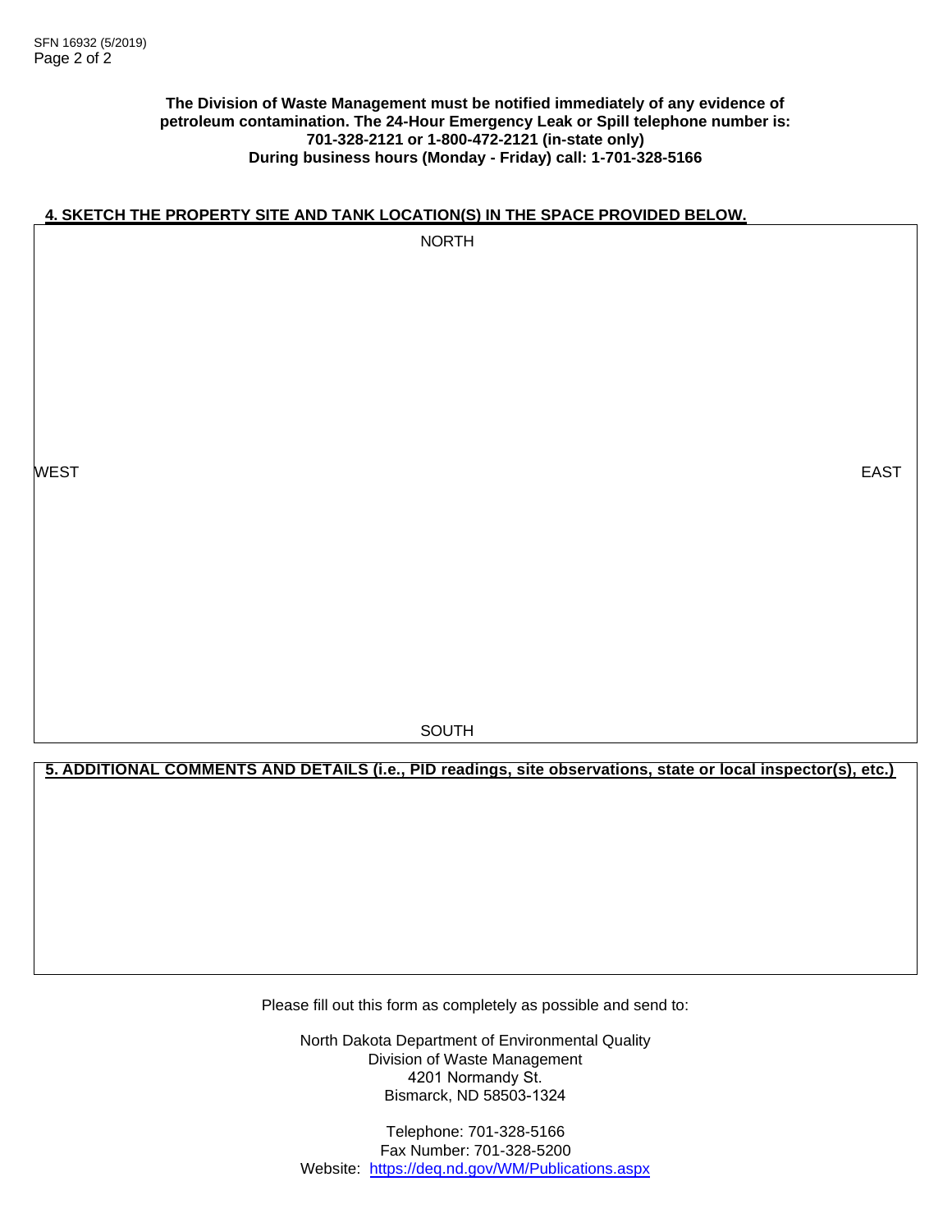**The Division of Waste Management must be notified immediately of any evidence of petroleum contamination. The 24-Hour Emergency Leak or Spill telephone number is: 701-328-2121 or 1-800-472-2121 (in-state only) During business hours (Monday - Friday) call: 1-701-328-5166**

**4. SKETCH THE PROPERTY SITE AND TANK LOCATION(S) IN THE SPACE PROVIDED BELOW.**

NORTH

WEST

EAST

SOUTH

**5. ADDITIONAL COMMENTS AND DETAILS (i.e., PID readings, site observations, state or local inspector(s), etc.)**

Please fill out this form as completely as possible and send to:

North Dakota Department of Environmental Quality
Division of Waste Management
4201 Normandy St.
Bismarck, ND 58503-1324

Telephone: 701-328-5166
Fax Number: 701-328-5200
Website: https://deq.nd.gov/WM/Publications.aspx